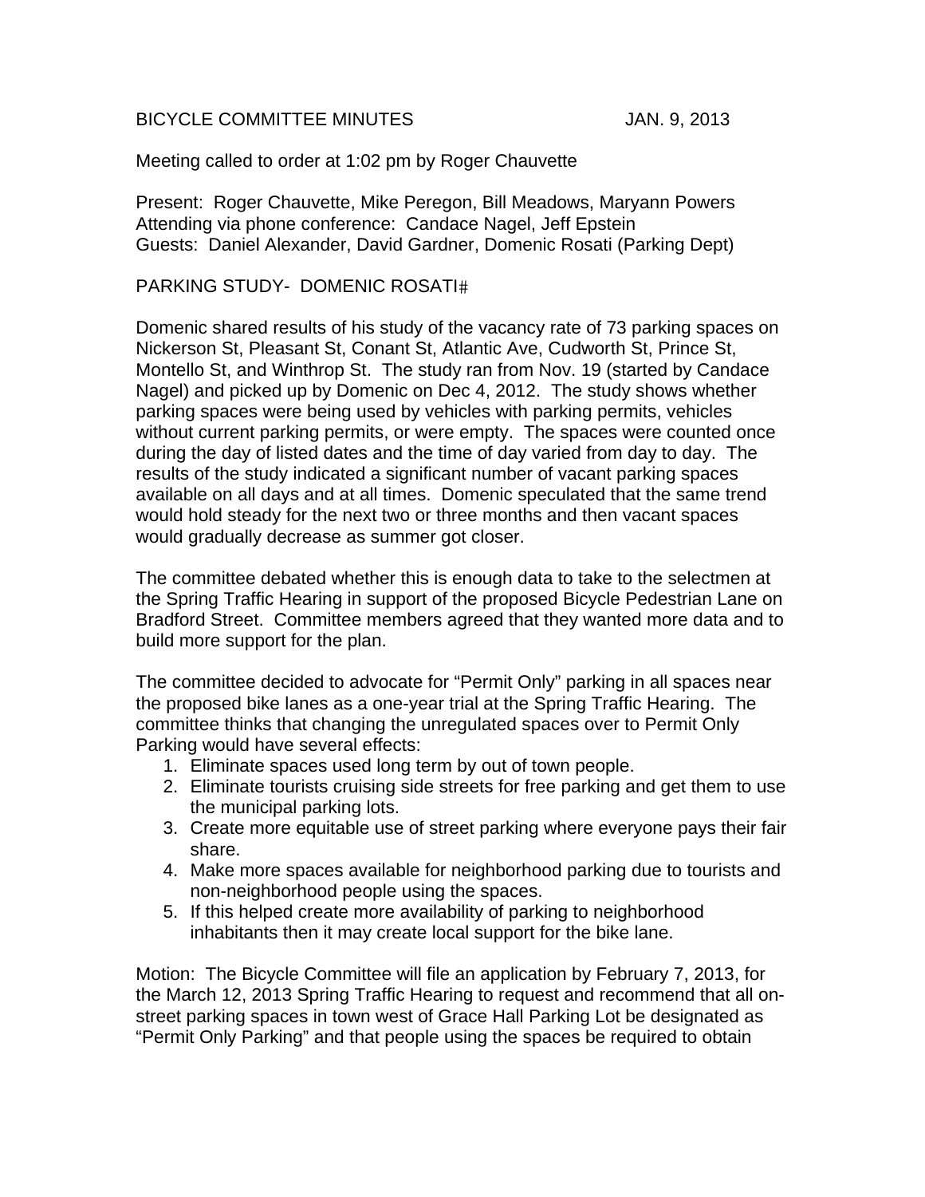BICYCLE COMMITTEE MINUTES JAN. 9, 2013

Meeting called to order at 1:02 pm by Roger Chauvette

Present: Roger Chauvette, Mike Peregon, Bill Meadows, Maryann Powers
Attending via phone conference: Candace Nagel, Jeff Epstein
Guests: Daniel Alexander, David Gardner, Domenic Rosati (Parking Dept)

PARKING STUDY- DOMENIC ROSATI#

Domenic shared results of his study of the vacancy rate of 73 parking spaces on Nickerson St, Pleasant St, Conant St, Atlantic Ave, Cudworth St, Prince St, Montello St, and Winthrop St. The study ran from Nov. 19 (started by Candace Nagel) and picked up by Domenic on Dec 4, 2012. The study shows whether parking spaces were being used by vehicles with parking permits, vehicles without current parking permits, or were empty. The spaces were counted once during the day of listed dates and the time of day varied from day to day. The results of the study indicated a significant number of vacant parking spaces available on all days and at all times. Domenic speculated that the same trend would hold steady for the next two or three months and then vacant spaces would gradually decrease as summer got closer.

The committee debated whether this is enough data to take to the selectmen at the Spring Traffic Hearing in support of the proposed Bicycle Pedestrian Lane on Bradford Street. Committee members agreed that they wanted more data and to build more support for the plan.

The committee decided to advocate for "Permit Only" parking in all spaces near the proposed bike lanes as a one-year trial at the Spring Traffic Hearing. The committee thinks that changing the unregulated spaces over to Permit Only Parking would have several effects:

1. Eliminate spaces used long term by out of town people.
2. Eliminate tourists cruising side streets for free parking and get them to use the municipal parking lots.
3. Create more equitable use of street parking where everyone pays their fair share.
4. Make more spaces available for neighborhood parking due to tourists and non-neighborhood people using the spaces.
5. If this helped create more availability of parking to neighborhood inhabitants then it may create local support for the bike lane.

Motion: The Bicycle Committee will file an application by February 7, 2013, for the March 12, 2013 Spring Traffic Hearing to request and recommend that all on-street parking spaces in town west of Grace Hall Parking Lot be designated as "Permit Only Parking" and that people using the spaces be required to obtain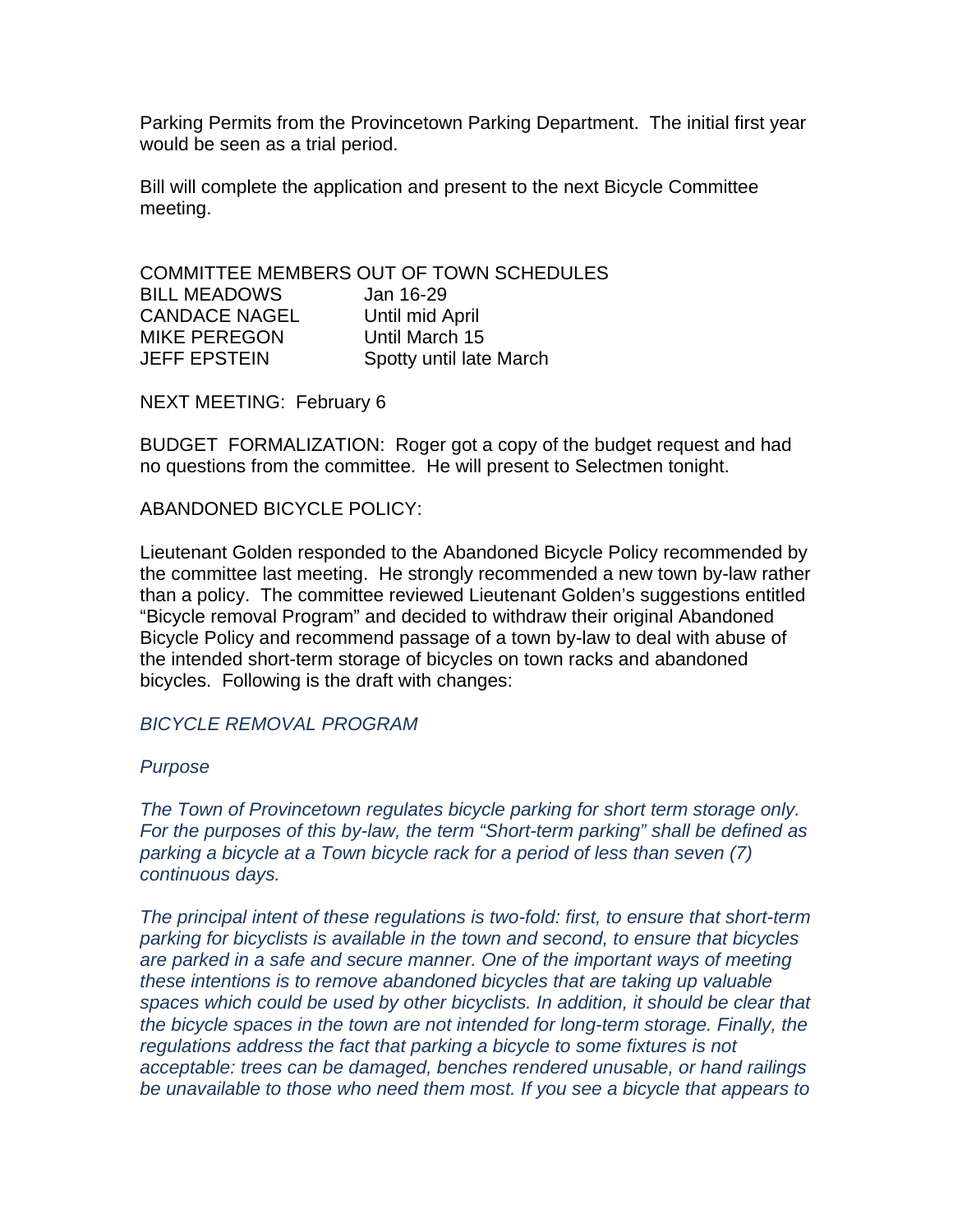Parking Permits from the Provincetown Parking Department. The initial first year would be seen as a trial period.

Bill will complete the application and present to the next Bicycle Committee meeting.

COMMITTEE MEMBERS OUT OF TOWN SCHEDULES

| | |
|---|---|
| BILL MEADOWS | Jan 16-29 |
| CANDACE NAGEL | Until mid April |
| MIKE PEREGON | Until March 15 |
| JEFF EPSTEIN | Spotty until late March |

NEXT MEETING: February 6

BUDGET FORMALIZATION: Roger got a copy of the budget request and had no questions from the committee. He will present to Selectmen tonight.

ABANDONED BICYCLE POLICY:

Lieutenant Golden responded to the Abandoned Bicycle Policy recommended by the committee last meeting. He strongly recommended a new town by-law rather than a policy. The committee reviewed Lieutenant Golden's suggestions entitled "Bicycle removal Program" and decided to withdraw their original Abandoned Bicycle Policy and recommend passage of a town by-law to deal with abuse of the intended short-term storage of bicycles on town racks and abandoned bicycles. Following is the draft with changes:

*BICYCLE REMOVAL PROGRAM*

*Purpose*

*The Town of Provincetown regulates bicycle parking for short term storage only. For the purposes of this by-law, the term "Short-term parking" shall be defined as parking a bicycle at a Town bicycle rack for a period of less than seven (7) continuous days.*

*The principal intent of these regulations is two-fold: first, to ensure that short-term parking for bicyclists is available in the town and second, to ensure that bicycles are parked in a safe and secure manner. One of the important ways of meeting these intentions is to remove abandoned bicycles that are taking up valuable spaces which could be used by other bicyclists. In addition, it should be clear that the bicycle spaces in the town are not intended for long-term storage. Finally, the regulations address the fact that parking a bicycle to some fixtures is not acceptable: trees can be damaged, benches rendered unusable, or hand railings be unavailable to those who need them most. If you see a bicycle that appears to*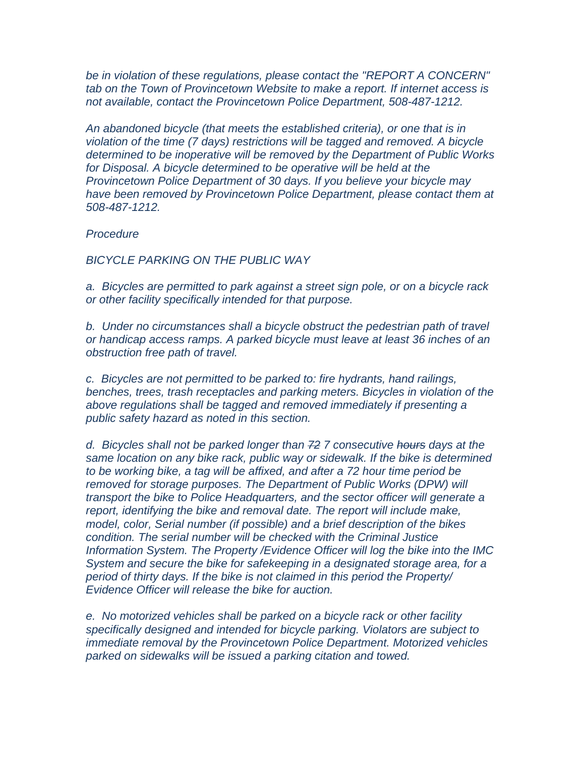*be in violation of these regulations, please contact the "REPORT A CONCERN" tab on the Town of Provincetown Website to make a report. If internet access is not available, contact the Provincetown Police Department, 508-487-1212.*

*An abandoned bicycle (that meets the established criteria), or one that is in violation of the time (7 days) restrictions will be tagged and removed. A bicycle determined to be inoperative will be removed by the Department of Public Works for Disposal. A bicycle determined to be operative will be held at the Provincetown Police Department of 30 days. If you believe your bicycle may have been removed by Provincetown Police Department, please contact them at 508-487-1212.*

*Procedure*

*BICYCLE PARKING ON THE PUBLIC WAY*

*a. Bicycles are permitted to park against a street sign pole, or on a bicycle rack or other facility specifically intended for that purpose.*

*b. Under no circumstances shall a bicycle obstruct the pedestrian path of travel or handicap access ramps. A parked bicycle must leave at least 36 inches of an obstruction free path of travel.*

*c. Bicycles are not permitted to be parked to: fire hydrants, hand railings, benches, trees, trash receptacles and parking meters. Bicycles in violation of the above regulations shall be tagged and removed immediately if presenting a public safety hazard as noted in this section.*

*d. Bicycles shall not be parked longer than ~~72~~ 7 consecutive ~~hours~~ days at the same location on any bike rack, public way or sidewalk. If the bike is determined to be working bike, a tag will be affixed, and after a 72 hour time period be removed for storage purposes. The Department of Public Works (DPW) will transport the bike to Police Headquarters, and the sector officer will generate a report, identifying the bike and removal date. The report will include make, model, color, Serial number (if possible) and a brief description of the bikes condition. The serial number will be checked with the Criminal Justice Information System. The Property /Evidence Officer will log the bike into the IMC System and secure the bike for safekeeping in a designated storage area, for a period of thirty days. If the bike is not claimed in this period the Property/ Evidence Officer will release the bike for auction.*

*e. No motorized vehicles shall be parked on a bicycle rack or other facility specifically designed and intended for bicycle parking. Violators are subject to immediate removal by the Provincetown Police Department. Motorized vehicles parked on sidewalks will be issued a parking citation and towed.*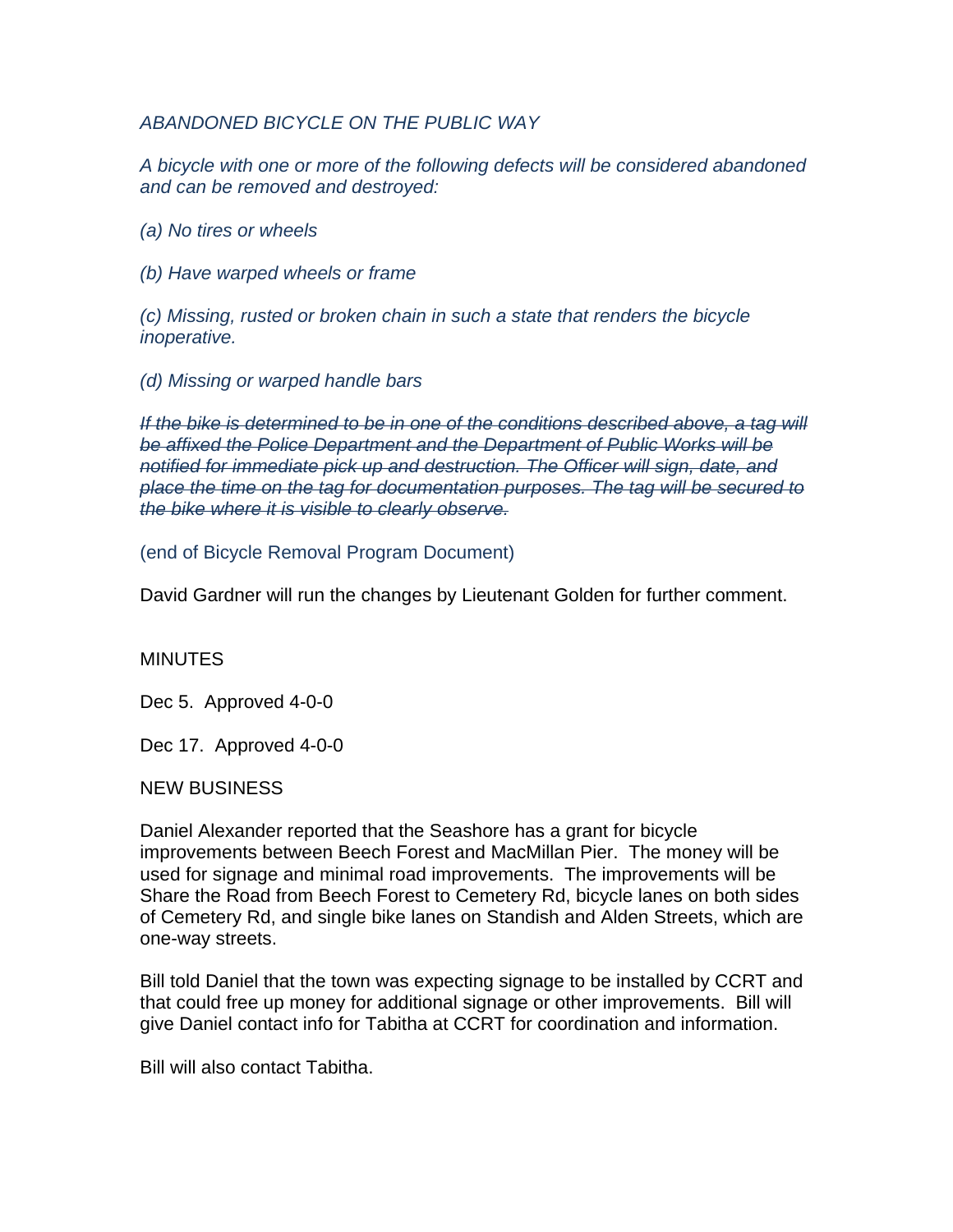*ABANDONED BICYCLE ON THE PUBLIC WAY*

*A bicycle with one or more of the following defects will be considered abandoned and can be removed and destroyed:*

*(a) No tires or wheels*

*(b) Have warped wheels or frame*

*(c) Missing, rusted or broken chain in such a state that renders the bicycle inoperative.*

*(d) Missing or warped handle bars*

~~*If the bike is determined to be in one of the conditions described above, a tag will be affixed the Police Department and the Department of Public Works will be notified for immediate pick up and destruction. The Officer will sign, date, and place the time on the tag for documentation purposes. The tag will be secured to the bike where it is visible to clearly observe.*~~

(end of Bicycle Removal Program Document)

David Gardner will run the changes by Lieutenant Golden for further comment.

MINUTES

Dec 5. Approved 4-0-0

Dec 17. Approved 4-0-0

NEW BUSINESS

Daniel Alexander reported that the Seashore has a grant for bicycle improvements between Beech Forest and MacMillan Pier. The money will be used for signage and minimal road improvements. The improvements will be Share the Road from Beech Forest to Cemetery Rd, bicycle lanes on both sides of Cemetery Rd, and single bike lanes on Standish and Alden Streets, which are one-way streets.

Bill told Daniel that the town was expecting signage to be installed by CCRT and that could free up money for additional signage or other improvements. Bill will give Daniel contact info for Tabitha at CCRT for coordination and information.

Bill will also contact Tabitha.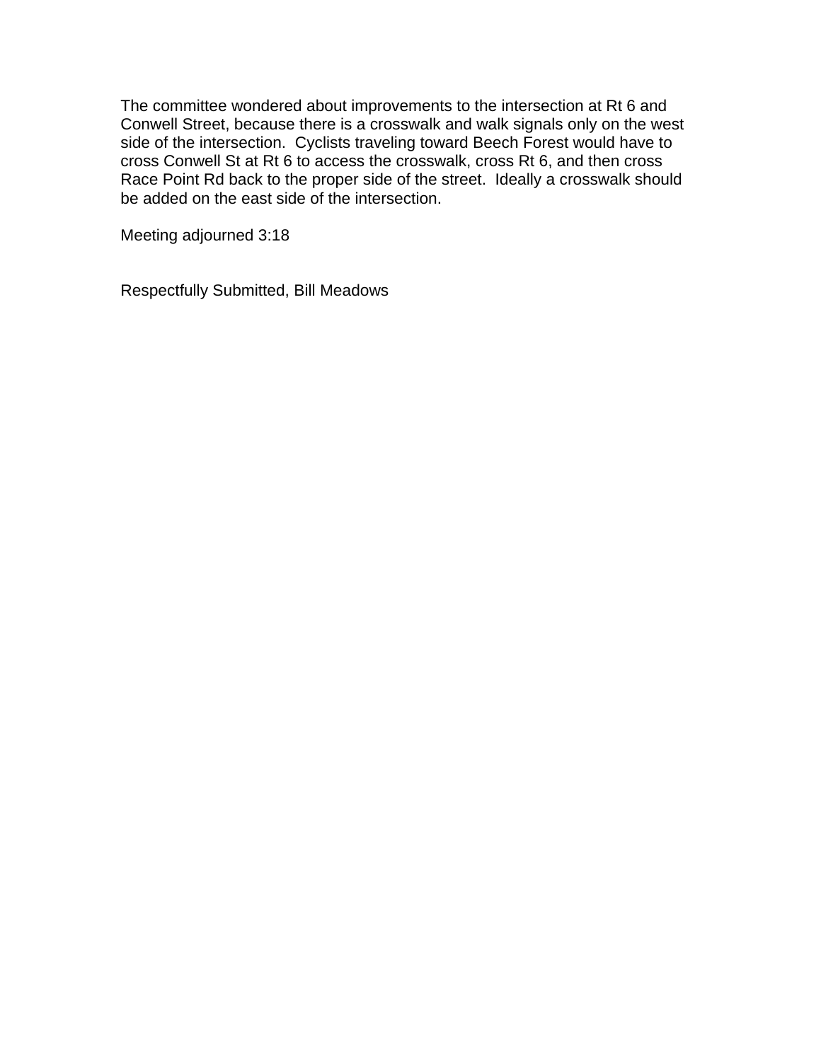The committee wondered about improvements to the intersection at Rt 6 and Conwell Street, because there is a crosswalk and walk signals only on the west side of the intersection. Cyclists traveling toward Beech Forest would have to cross Conwell St at Rt 6 to access the crosswalk, cross Rt 6, and then cross Race Point Rd back to the proper side of the street. Ideally a crosswalk should be added on the east side of the intersection.

Meeting adjourned 3:18

Respectfully Submitted, Bill Meadows